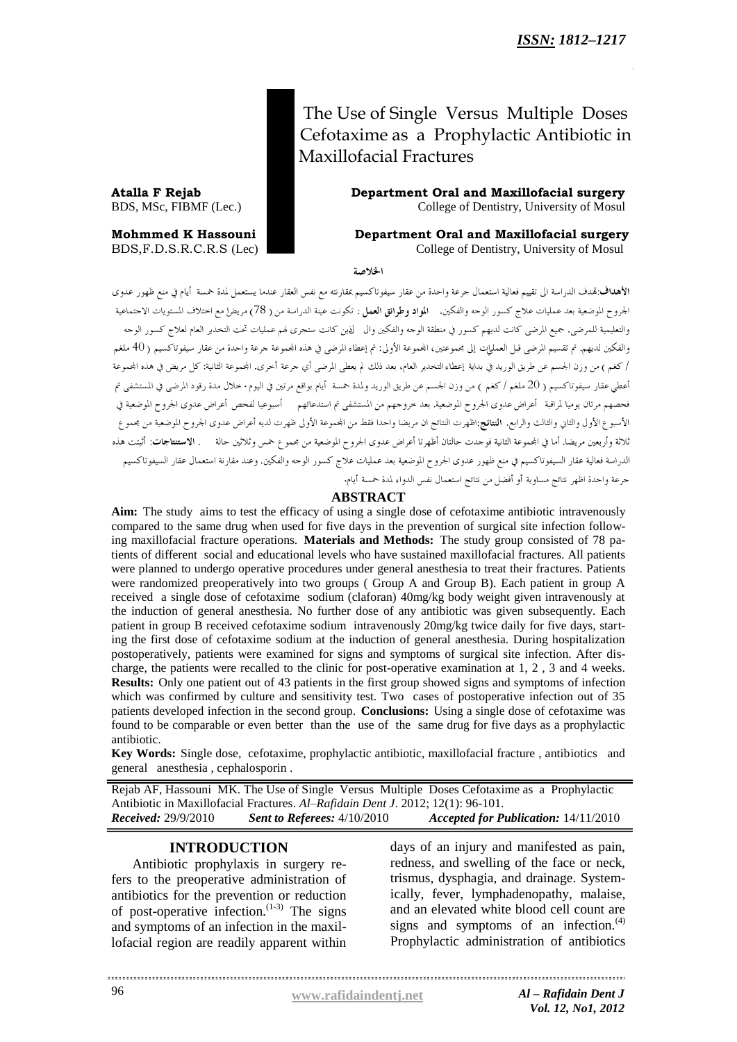*ISSN: 1812–1217*

# The Use of Single Versus Multiple Doses Cefotaxime as a Prophylactic Antibiotic in Maxillofacial Fractures

**Atalla F Rejab**
BDS, MSc, FIBMF (Lec.)
**Department Oral and Maxillofacial surgery**
College of Dentistry, University of Mosul

**Mohmmed K Hassouni**
BDS,F.D.S.R.C.R.S (Lec)
**Department Oral and Maxillofacial surgery**
College of Dentistry, University of Mosul

## الخلاصة

**الأهداف**:تهدف الدراسة الى تقييم فعالية استعمال جرعة واحدة من عقار سيفوتاكسيم بمقارنته مع نفس العقار عندما يستعمل لمدة خمسة أيام في منع ظهور عدوى الجروح الموضعية بعد عمليات علاج كسور الوجه والفكين. **المواد وطرائق العمل** : تكونت عينة الدراسة من ( 78) مريضا مع اختلاف المستويات الاجتماعية والتعليمية للمرضى. جميع المرضى كانت لديهم كسور في منطقة الوجه والفكين وال لذين كانت ستجرى لهم عمليات تحت التخدير العام لعلاج كسور الوجه والفكين لديهم. تم تقسيم المرضى قبل العمليات إلى مجموعتين، المجموعة الأولى: تم إعطاء المرضى في هذه المجموعة جرعة واحدة من عقار سيفوتاكسيم ( 40 ملغم / كغم ) من وزن الجسم عن طريق الوريد في بداية إعطاء التخدير العام، بعد ذلك لم يعطى المرضى أي جرعة أخرى. المجموعة الثانية: كل مريض في هذه المجموعة أعطي عقار سيفوتاكسيم ( 20 ملغم / كغم ) من وزن الجسم عن طريق الوريد ولمدة خمسة أيام بواقع مرتين في اليوم٠ خلال مدة رقود المرضى في المستشفى تم فحصهم مرتان يوميا لمراقبة أعراض عدوى الجروح الموضعية. بعد خروجهم من المستشفى تم استدعائهم أسبوعيا لفحص أعراض عدوى الجروح الموضعية في الأسبوع الأول والثاني والثالث والرابع. **النتائج**:اظهرت النتائج ان مريضا واحدا فقط من المجموعة الأولى ظهرت لديه أعراض عدوى الجروح الموضعية من مجموع ثلاثة وأربعين مريضا. أما في المجموعة الثانية فوجدت حالتان أظهرتا أعراض عدوى الجروح الموضعية من مجموع خمس وثلاثين حالة . **الاستنتاجات**: أثبتت هذه الدراسة فعالية عقار السيفوتاكسيم في منع ظهور عدوى الجروح الموضعية بعد عمليات علاج كسور الوجه والفكين. وعند مقارنة استعمال عقار السيفوتاكسيم جرعة واحدة اظهر نتائج مساوية أو أفضل من نتائج استعمال نفس الدواء لمدة خمسة أيام.

## ABSTRACT

**Aim:** The study aims to test the efficacy of using a single dose of cefotaxime antibiotic intravenously compared to the same drug when used for five days in the prevention of surgical site infection following maxillofacial fracture operations. **Materials and Methods:** The study group consisted of 78 patients of different social and educational levels who have sustained maxillofacial fractures. All patients were planned to undergo operative procedures under general anesthesia to treat their fractures. Patients were randomized preoperatively into two groups ( Group A and Group B). Each patient in group A received a single dose of cefotaxime sodium (claforan) 40mg/kg body weight given intravenously at the induction of general anesthesia. No further dose of any antibiotic was given subsequently. Each patient in group B received cefotaxime sodium intravenously 20mg/kg twice daily for five days, starting the first dose of cefotaxime sodium at the induction of general anesthesia. During hospitalization postoperatively, patients were examined for signs and symptoms of surgical site infection. After discharge, the patients were recalled to the clinic for post-operative examination at 1, 2 , 3 and 4 weeks. **Results:** Only one patient out of 43 patients in the first group showed signs and symptoms of infection which was confirmed by culture and sensitivity test. Two cases of postoperative infection out of 35 patients developed infection in the second group. **Conclusions:** Using a single dose of cefotaxime was found to be comparable or even better than the use of the same drug for five days as a prophylactic antibiotic.

**Key Words:** Single dose, cefotaxime, prophylactic antibiotic, maxillofacial fracture , antibiotics and general anesthesia , cephalosporin .

Rejab AF, Hassouni MK. The Use of Single Versus Multiple Doses Cefotaxime as a Prophylactic Antibiotic in Maxillofacial Fractures. *Al–Rafidain Dent J*. 2012; 12(1): 96-101.
*Received:* 29/9/2010 *Sent to Referees:* 4/10/2010 *Accepted for Publication:* 14/11/2010

## INTRODUCTION

Antibiotic prophylaxis in surgery refers to the preoperative administration of antibiotics for the prevention or reduction of post-operative infection.[1-3] The signs and symptoms of an infection in the maxillofacial region are readily apparent within days of an injury and manifested as pain, redness, and swelling of the face or neck, trismus, dysphagia, and drainage. Systemically, fever, lymphadenopathy, malaise, and an elevated white blood cell count are signs and symptoms of an infection.[4] Prophylactic administration of antibiotics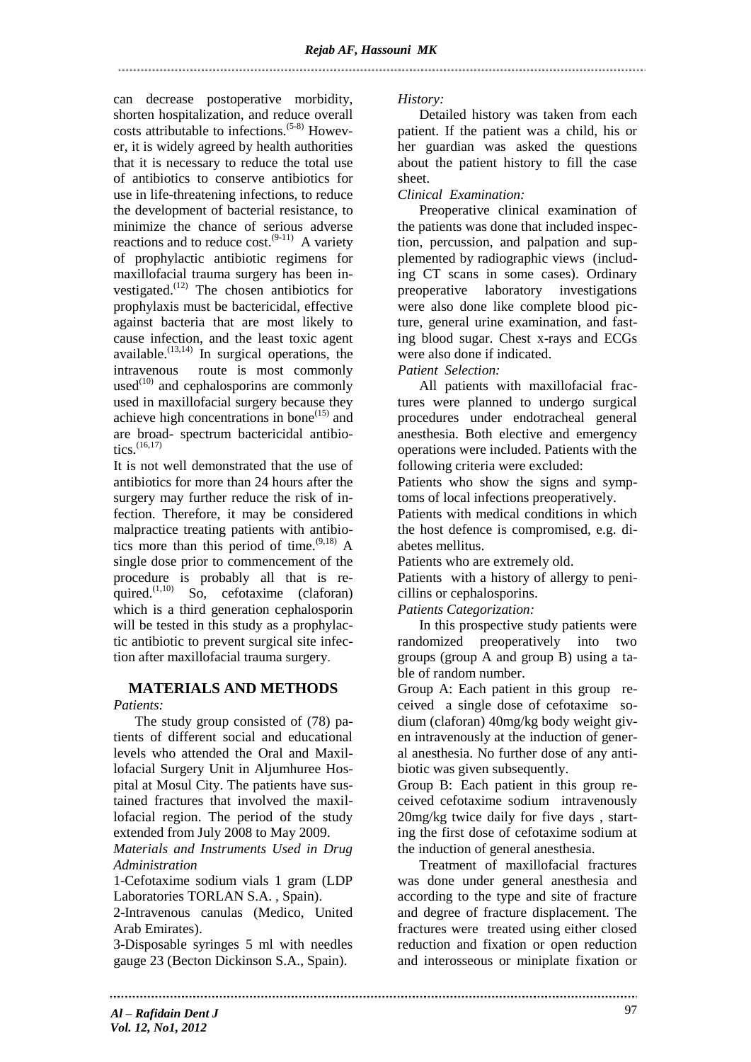can decrease postoperative morbidity, shorten hospitalization, and reduce overall costs attributable to infections.[5-8] However, it is widely agreed by health authorities that it is necessary to reduce the total use of antibiotics to conserve antibiotics for use in life-threatening infections, to reduce the development of bacterial resistance, to minimize the chance of serious adverse reactions and to reduce cost.[9-11] A variety of prophylactic antibiotic regimens for maxillofacial trauma surgery has been investigated.[12] The chosen antibiotics for prophylaxis must be bactericidal, effective against bacteria that are most likely to cause infection, and the least toxic agent available.[13,14] In surgical operations, the intravenous route is most commonly used[10] and cephalosporins are commonly used in maxillofacial surgery because they achieve high concentrations in bone[15] and are broad- spectrum bactericidal antibiotics.[16,17]

It is not well demonstrated that the use of antibiotics for more than 24 hours after the surgery may further reduce the risk of infection. Therefore, it may be considered malpractice treating patients with antibiotics more than this period of time.[9,18] A single dose prior to commencement of the procedure is probably all that is required.[1,10] So, cefotaxime (claforan) which is a third generation cephalosporin will be tested in this study as a prophylactic antibiotic to prevent surgical site infection after maxillofacial trauma surgery.

## MATERIALS AND METHODS

*Patients:*

The study group consisted of (78) patients of different social and educational levels who attended the Oral and Maxillofacial Surgery Unit in Aljumhuree Hospital at Mosul City. The patients have sustained fractures that involved the maxillofacial region. The period of the study extended from July 2008 to May 2009.

*Materials and Instruments Used in Drug Administration*

1-Cefotaxime sodium vials 1 gram (LDP Laboratories TORLAN S.A. , Spain).

2-Intravenous canulas (Medico, United Arab Emirates).

3-Disposable syringes 5 ml with needles gauge 23 (Becton Dickinson S.A., Spain).

*History:*

Detailed history was taken from each patient. If the patient was a child, his or her guardian was asked the questions about the patient history to fill the case sheet.

*Clinical Examination:*

Preoperative clinical examination of the patients was done that included inspection, percussion, and palpation and supplemented by radiographic views (including CT scans in some cases). Ordinary preoperative laboratory investigations were also done like complete blood picture, general urine examination, and fasting blood sugar. Chest x-rays and ECGs were also done if indicated.

*Patient Selection:*

All patients with maxillofacial fractures were planned to undergo surgical procedures under endotracheal general anesthesia. Both elective and emergency operations were included. Patients with the following criteria were excluded:

Patients who show the signs and symptoms of local infections preoperatively.

Patients with medical conditions in which the host defence is compromised, e.g. diabetes mellitus.

Patients who are extremely old.

Patients with a history of allergy to penicillins or cephalosporins.

*Patients Categorization:*

In this prospective study patients were randomized preoperatively into two groups (group A and group B) using a table of random number.

Group A: Each patient in this group received a single dose of cefotaxime sodium (claforan) 40mg/kg body weight given intravenously at the induction of general anesthesia. No further dose of any antibiotic was given subsequently.

Group B: Each patient in this group received cefotaxime sodium intravenously 20mg/kg twice daily for five days , starting the first dose of cefotaxime sodium at the induction of general anesthesia.

Treatment of maxillofacial fractures was done under general anesthesia and according to the type and site of fracture and degree of fracture displacement. The fractures were treated using either closed reduction and fixation or open reduction and interosseous or miniplate fixation or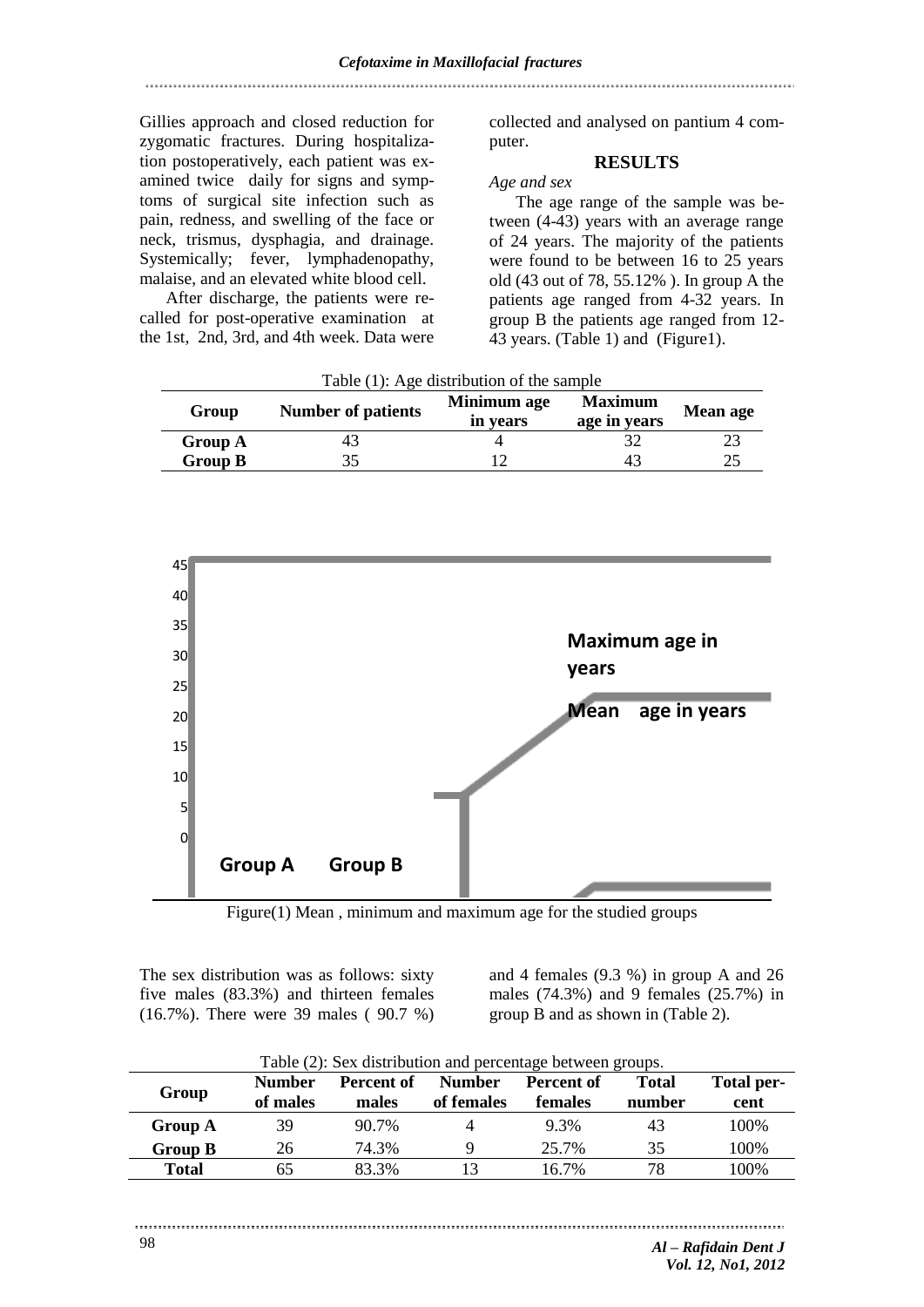Gillies approach and closed reduction for zygomatic fractures. During hospitalization postoperatively, each patient was examined twice daily for signs and symptoms of surgical site infection such as pain, redness, and swelling of the face or neck, trismus, dysphagia, and drainage. Systemically; fever, lymphadenopathy, malaise, and an elevated white blood cell.

After discharge, the patients were recalled for post-operative examination at the 1st, 2nd, 3rd, and 4th week. Data were collected and analysed on pantium 4 computer.

## RESULTS

*Age and sex*

The age range of the sample was between (4-43) years with an average range of 24 years. The majority of the patients were found to be between 16 to 25 years old (43 out of 78, 55.12% ). In group A the patients age ranged from 4-32 years. In group B the patients age ranged from 12-43 years. (Table 1) and (Figure1).

Table (1): Age distribution of the sample

| Group | Number of patients | Minimum age in years | Maximum age in years | Mean age |
|---|---|---|---|---|
| **Group A** | 43 | 4 | 32 | 23 |
| **Group B** | 35 | 12 | 43 | 25 |

Figure(1) Mean , minimum and maximum age for the studied groups

The sex distribution was as follows: sixty five males (83.3%) and thirteen females (16.7%). There were 39 males ( 90.7 %) and 4 females (9.3 %) in group A and 26 males (74.3%) and 9 females (25.7%) in group B and as shown in (Table 2).

Table (2): Sex distribution and percentage between groups.

| Group | Number of males | Percent of males | Number of females | Percent of females | Total number | Total percent |
|---|---|---|---|---|---|---|
| **Group A** | 39 | 90.7% | 4 | 9.3% | 43 | 100% |
| **Group B** | 26 | 74.3% | 9 | 25.7% | 35 | 100% |
| **Total** | 65 | 83.3% | 13 | 16.7% | 78 | 100% |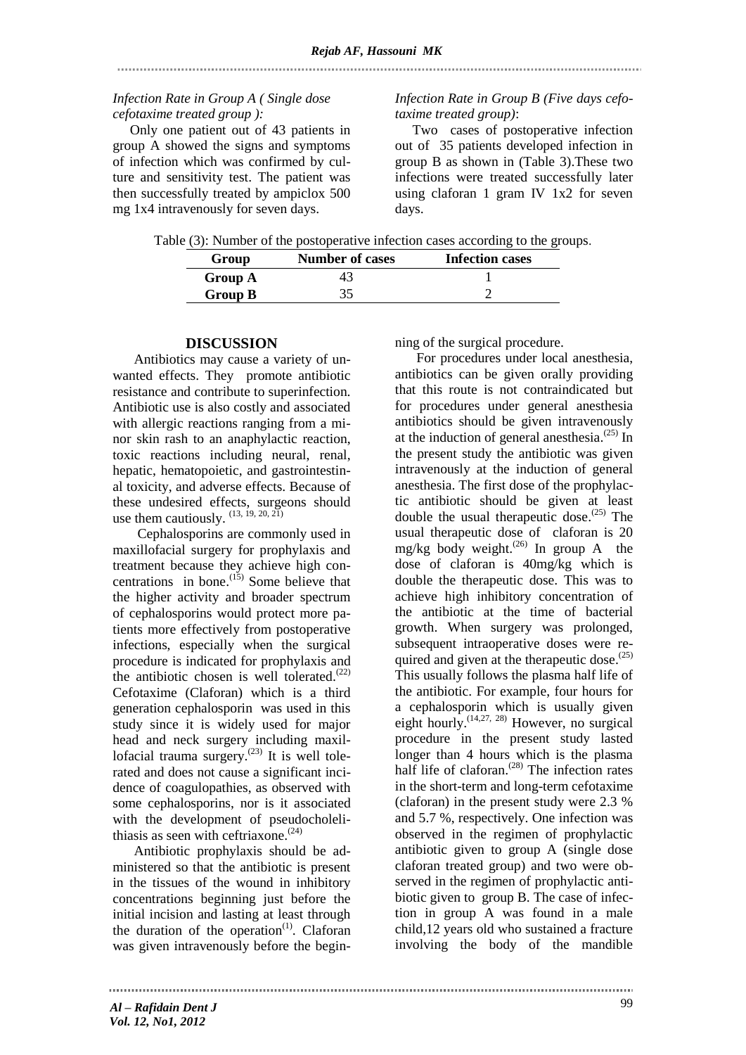*Infection Rate in Group A ( Single dose cefotaxime treated group ):*

Only one patient out of 43 patients in group A showed the signs and symptoms of infection which was confirmed by culture and sensitivity test. The patient was then successfully treated by ampiclox 500 mg 1x4 intravenously for seven days.

*Infection Rate in Group B (Five days cefotaxime treated group)*:

Two cases of postoperative infection out of 35 patients developed infection in group B as shown in (Table 3).These two infections were treated successfully later using claforan 1 gram IV 1x2 for seven days.

Table (3): Number of the postoperative infection cases according to the groups.

| Group | Number of cases | Infection cases |
|---|---|---|
| **Group A** | 43 | 1 |
| **Group B** | 35 | 2 |

## DISCUSSION

Antibiotics may cause a variety of unwanted effects. They promote antibiotic resistance and contribute to superinfection. Antibiotic use is also costly and associated with allergic reactions ranging from a minor skin rash to an anaphylactic reaction, toxic reactions including neural, renal, hepatic, hematopoietic, and gastrointestinal toxicity, and adverse effects. Because of these undesired effects, surgeons should use them cautiously. [13, 19, 20, 21]

Cephalosporins are commonly used in maxillofacial surgery for prophylaxis and treatment because they achieve high concentrations in bone.[15] Some believe that the higher activity and broader spectrum of cephalosporins would protect more patients more effectively from postoperative infections, especially when the surgical procedure is indicated for prophylaxis and the antibiotic chosen is well tolerated.[22] Cefotaxime (Claforan) which is a third generation cephalosporin was used in this study since it is widely used for major head and neck surgery including maxillofacial trauma surgery.[23] It is well tolerated and does not cause a significant incidence of coagulopathies, as observed with some cephalosporins, nor is it associated with the development of pseudocholelithiasis as seen with ceftriaxone.[24]

Antibiotic prophylaxis should be administered so that the antibiotic is present in the tissues of the wound in inhibitory concentrations beginning just before the initial incision and lasting at least through the duration of the operation[1]. Claforan was given intravenously before the beginning of the surgical procedure.

For procedures under local anesthesia, antibiotics can be given orally providing that this route is not contraindicated but for procedures under general anesthesia antibiotics should be given intravenously at the induction of general anesthesia.[25] In the present study the antibiotic was given intravenously at the induction of general anesthesia. The first dose of the prophylactic antibiotic should be given at least double the usual therapeutic dose.[25] The usual therapeutic dose of claforan is 20 mg/kg body weight.[26] In group A the dose of claforan is 40mg/kg which is double the therapeutic dose. This was to achieve high inhibitory concentration of the antibiotic at the time of bacterial growth. When surgery was prolonged, subsequent intraoperative doses were required and given at the therapeutic dose.[25] This usually follows the plasma half life of the antibiotic. For example, four hours for a cephalosporin which is usually given eight hourly.[14,27, 28] However, no surgical procedure in the present study lasted longer than 4 hours which is the plasma half life of claforan.[28] The infection rates in the short-term and long-term cefotaxime (claforan) in the present study were 2.3 % and 5.7 %, respectively. One infection was observed in the regimen of prophylactic antibiotic given to group A (single dose claforan treated group) and two were observed in the regimen of prophylactic antibiotic given to group B. The case of infection in group A was found in a male child,12 years old who sustained a fracture involving the body of the mandible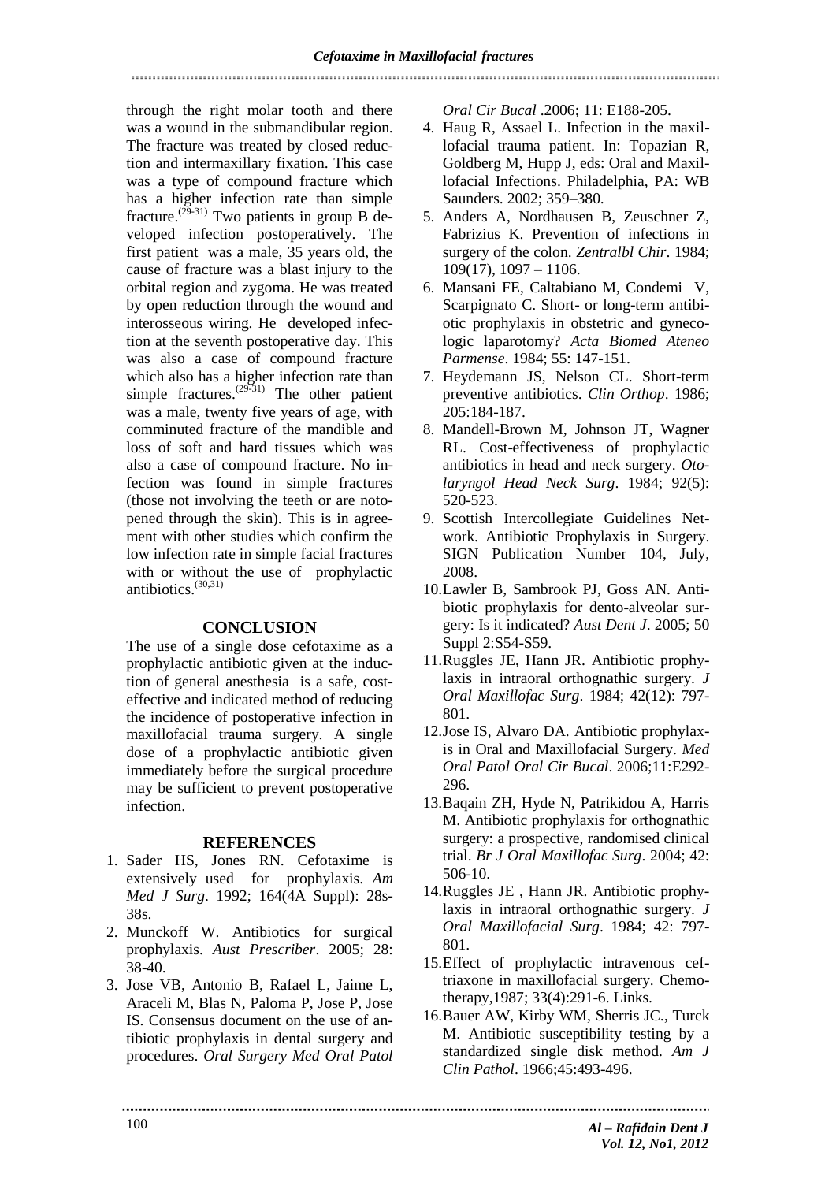through the right molar tooth and there was a wound in the submandibular region. The fracture was treated by closed reduction and intermaxillary fixation. This case was a type of compound fracture which has a higher infection rate than simple fracture.[29-31] Two patients in group B developed infection postoperatively. The first patient was a male, 35 years old, the cause of fracture was a blast injury to the orbital region and zygoma. He was treated by open reduction through the wound and interosseous wiring. He developed infection at the seventh postoperative day. This was also a case of compound fracture which also has a higher infection rate than simple fractures.[29-31] The other patient was a male, twenty five years of age, with comminuted fracture of the mandible and loss of soft and hard tissues which was also a case of compound fracture. No infection was found in simple fractures (those not involving the teeth or are notopened through the skin). This is in agreement with other studies which confirm the low infection rate in simple facial fractures with or without the use of prophylactic antibiotics.[30,31]

## CONCLUSION

The use of a single dose cefotaxime as a prophylactic antibiotic given at the induction of general anesthesia is a safe, cost-effective and indicated method of reducing the incidence of postoperative infection in maxillofacial trauma surgery. A single dose of a prophylactic antibiotic given immediately before the surgical procedure may be sufficient to prevent postoperative infection.

## REFERENCES

1. Sader HS, Jones RN. Cefotaxime is extensively used for prophylaxis. *Am Med J Surg*. 1992; 164(4A Suppl): 28s-38s.
2. Munckoff W. Antibiotics for surgical prophylaxis. *Aust Prescriber*. 2005; 28: 38-40.
3. Jose VB, Antonio B, Rafael L, Jaime L, Araceli M, Blas N, Paloma P, Jose P, Jose IS. Consensus document on the use of antibiotic prophylaxis in dental surgery and procedures. *Oral Surgery Med Oral Patol Oral Cir Bucal* .2006; 11: E188-205.
4. Haug R, Assael L. Infection in the maxillofacial trauma patient. In: Topazian R, Goldberg M, Hupp J, eds: Oral and Maxillofacial Infections. Philadelphia, PA: WB Saunders. 2002; 359–380.
5. Anders A, Nordhausen B, Zeuschner Z, Fabrizius K. Prevention of infections in surgery of the colon. *Zentralbl Chir*. 1984; 109(17), 1097 – 1106.
6. Mansani FE, Caltabiano M, Condemi V, Scarpignato C. Short- or long-term antibiotic prophylaxis in obstetric and gynecologic laparotomy? *Acta Biomed Ateneo Parmense*. 1984; 55: 147-151.
7. Heydemann JS, Nelson CL. Short-term preventive antibiotics. *Clin Orthop*. 1986; 205:184-187.
8. Mandell-Brown M, Johnson JT, Wagner RL. Cost-effectiveness of prophylactic antibiotics in head and neck surgery. *Otolaryngol Head Neck Surg*. 1984; 92(5): 520-523.
9. Scottish Intercollegiate Guidelines Network. Antibiotic Prophylaxis in Surgery. SIGN Publication Number 104, July, 2008.
10. Lawler B, Sambrook PJ, Goss AN. Antibiotic prophylaxis for dento-alveolar surgery: Is it indicated? *Aust Dent J*. 2005; 50 Suppl 2:S54-S59.
11. Ruggles JE, Hann JR. Antibiotic prophylaxis in intraoral orthognathic surgery. *J Oral Maxillofac Surg*. 1984; 42(12): 797-801.
12. Jose IS, Alvaro DA. Antibiotic prophylaxis in Oral and Maxillofacial Surgery. *Med Oral Patol Oral Cir Bucal*. 2006;11:E292-296.
13. Baqain ZH, Hyde N, Patrikidou A, Harris M. Antibiotic prophylaxis for orthognathic surgery: a prospective, randomised clinical trial. *Br J Oral Maxillofac Surg*. 2004; 42: 506-10.
14. Ruggles JE , Hann JR. Antibiotic prophylaxis in intraoral orthognathic surgery. *J Oral Maxillofacial Surg*. 1984; 42: 797-801.
15. Effect of prophylactic intravenous ceftriaxone in maxillofacial surgery. Chemotherapy,1987; 33(4):291-6. Links.
16. Bauer AW, Kirby WM, Sherris JC., Turck M. Antibiotic susceptibility testing by a standardized single disk method. *Am J Clin Pathol*. 1966;45:493-496.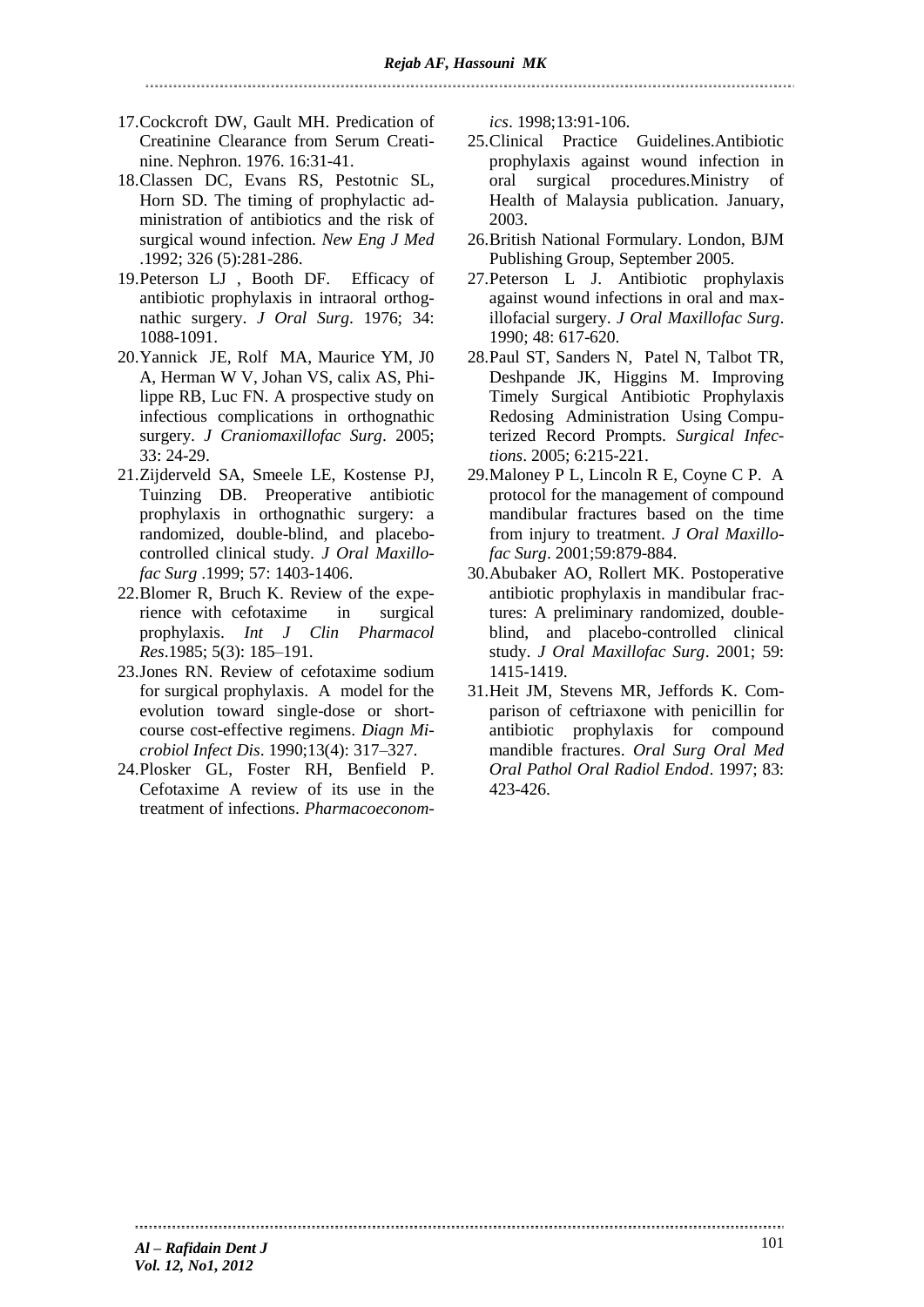17. Cockcroft DW, Gault MH. Predication of Creatinine Clearance from Serum Creatinine. Nephron. 1976. 16:31-41.
18. Classen DC, Evans RS, Pestotnic SL, Horn SD. The timing of prophylactic administration of antibiotics and the risk of surgical wound infection. *New Eng J Med* .1992; 326 (5):281-286.
19. Peterson LJ , Booth DF. Efficacy of antibiotic prophylaxis in intraoral orthognathic surgery. *J Oral Surg*. 1976; 34: 1088-1091.
20. Yannick JE, Rolf MA, Maurice YM, J0 A, Herman W V, Johan VS, calix AS, Philippe RB, Luc FN. A prospective study on infectious complications in orthognathic surgery. *J Craniomaxillofac Surg*. 2005; 33: 24-29.
21. Zijderveld SA, Smeele LE, Kostense PJ, Tuinzing DB. Preoperative antibiotic prophylaxis in orthognathic surgery: a randomized, double-blind, and placebo-controlled clinical study. *J Oral Maxillofac Surg* .1999; 57: 1403-1406.
22. Blomer R, Bruch K. Review of the experience with cefotaxime in surgical prophylaxis. *Int J Clin Pharmacol Res*.1985; 5(3): 185–191.
23. Jones RN. Review of cefotaxime sodium for surgical prophylaxis. A model for the evolution toward single-dose or short-course cost-effective regimens. *Diagn Microbiol Infect Dis*. 1990;13(4): 317–327.
24. Plosker GL, Foster RH, Benfield P. Cefotaxime A review of its use in the treatment of infections. *Pharmacoeconomics*. 1998;13:91-106.
25. Clinical Practice Guidelines.Antibiotic prophylaxis against wound infection in oral surgical procedures.Ministry of Health of Malaysia publication. January, 2003.
26. British National Formulary. London, BJM Publishing Group, September 2005.
27. Peterson L J. Antibiotic prophylaxis against wound infections in oral and maxillofacial surgery. *J Oral Maxillofac Surg*. 1990; 48: 617-620.
28. Paul ST, Sanders N, Patel N, Talbot TR, Deshpande JK, Higgins M. Improving Timely Surgical Antibiotic Prophylaxis Redosing Administration Using Computerized Record Prompts. *Surgical Infections*. 2005; 6:215-221.
29. Maloney P L, Lincoln R E, Coyne C P. A protocol for the management of compound mandibular fractures based on the time from injury to treatment. *J Oral Maxillofac Surg*. 2001;59:879-884.
30. Abubaker AO, Rollert MK. Postoperative antibiotic prophylaxis in mandibular fractures: A preliminary randomized, double-blind, and placebo-controlled clinical study. *J Oral Maxillofac Surg*. 2001; 59: 1415-1419.
31. Heit JM, Stevens MR, Jeffords K. Comparison of ceftriaxone with penicillin for antibiotic prophylaxis for compound mandible fractures. *Oral Surg Oral Med Oral Pathol Oral Radiol Endod*. 1997; 83: 423-426.